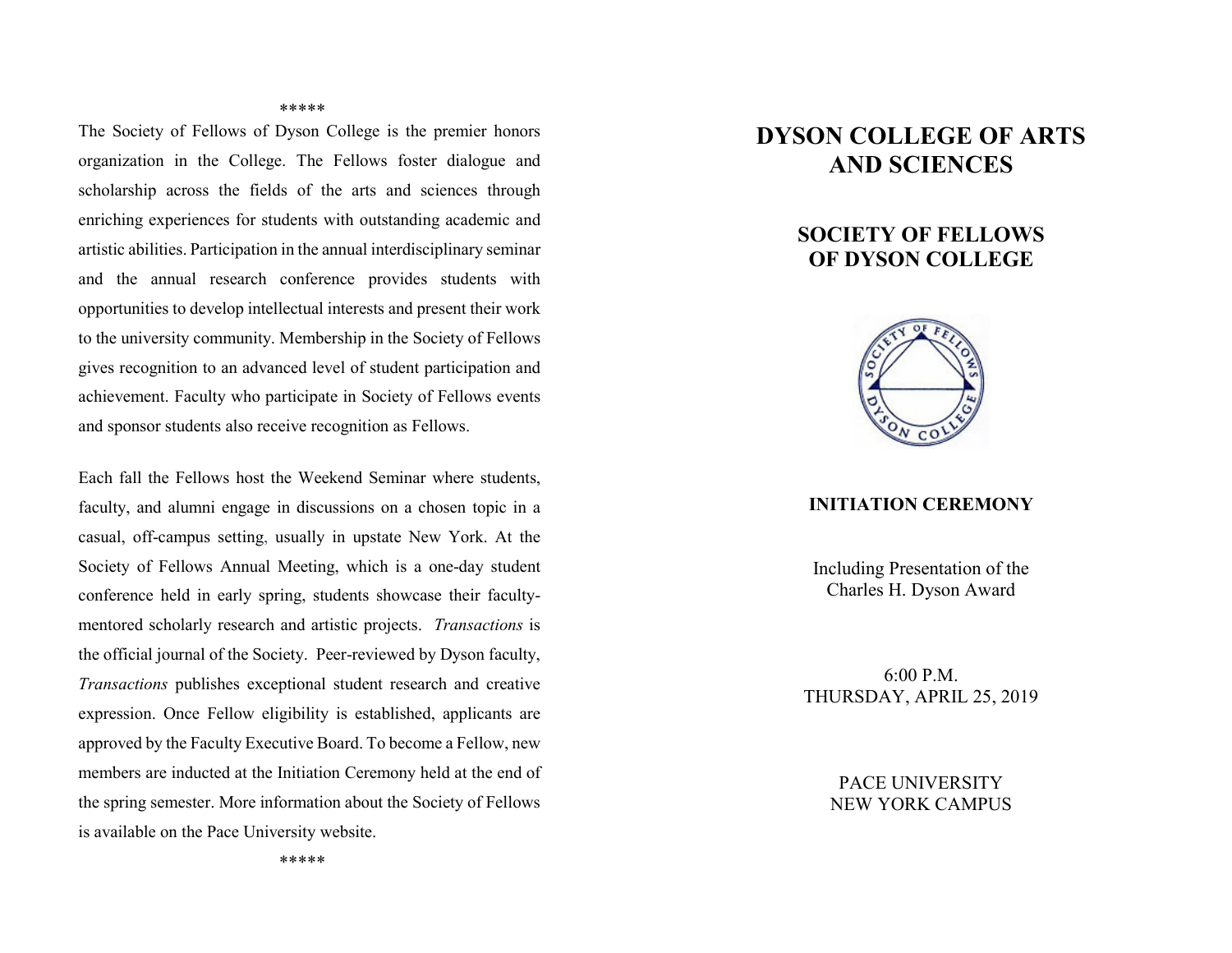\*\*\*\*\*

The Society of Fellows of Dyson College is the premier honors organization in the College. The Fellows foster dialogue and scholarship across the fields of the arts and sciences through enriching experiences for students with outstanding academic and artistic abilities. Participation in the annual interdisciplinary seminar and the annual research conference provides students with opportunities to develop intellectual interests and present their work to the university community. Membership in the Society of Fellows gives recognition to an advanced level of student participation and achievement. Faculty who participate in Society of Fellows events and sponsor students also receive recognition as Fellows.

Each fall the Fellows host the Weekend Seminar where students, faculty, and alumni engage in discussions on a chosen topic in a casual, off-campus setting, usually in upstate New York. At the Society of Fellows Annual Meeting, which is a one-day student conference held in early spring, students showcase their faculty-mentored scholarly research and artistic projects. *Transactions* is the official journal of the Society. Peer-reviewed by Dyson faculty, *Transactions* publishes exceptional student research and creative expression. Once Fellow eligibility is established, applicants are approved by the Faculty Executive Board. To become a Fellow, new members are inducted at the Initiation Ceremony held at the end of the spring semester. More information about the Society of Fellows is available on the Pace University website.

\*\*\*\*\*

# DYSON COLLEGE OF ARTS AND SCIENCES

## SOCIETY OF FELLOWS OF DYSON COLLEGE

### INITIATION CEREMONY

Including Presentation of the
Charles H. Dyson Award

6:00 P.M.
THURSDAY, APRIL 25, 2019

PACE UNIVERSITY
NEW YORK CAMPUS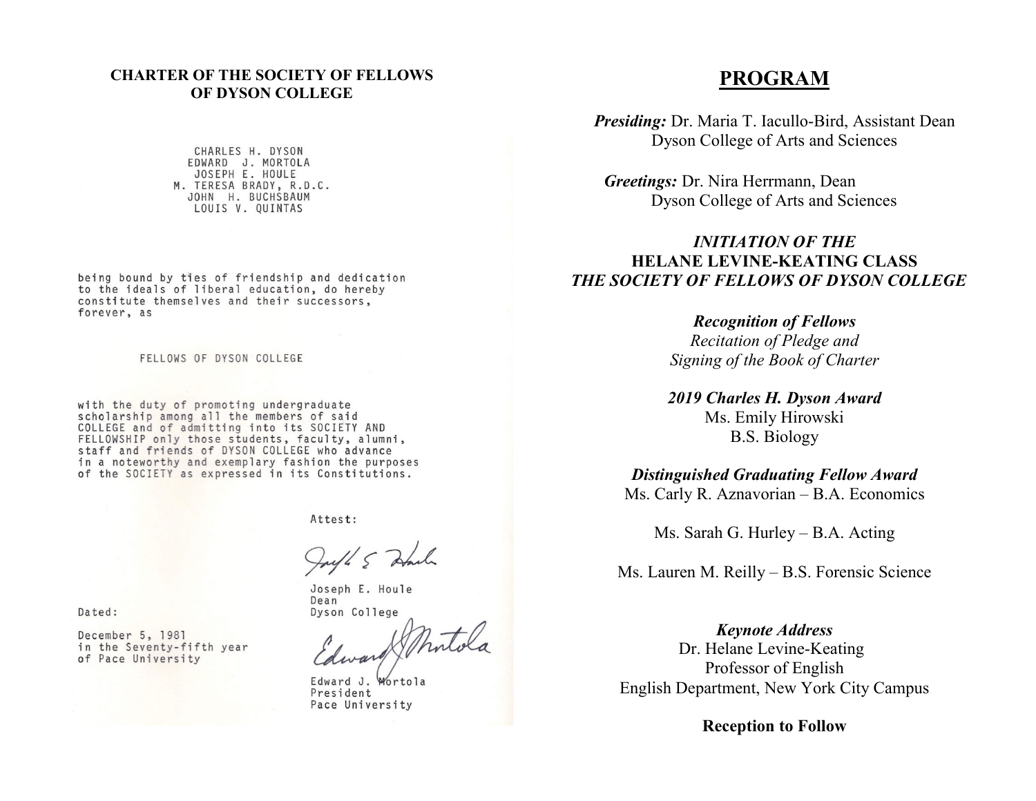## CHARTER OF THE SOCIETY OF FELLOWS OF DYSON COLLEGE

CHARLES H. DYSON
EDWARD J. MORTOLA
JOSEPH E. HOULE
M. TERESA BRADY, R.D.C.
JOHN H. BUCHSBAUM
LOUIS V. QUINTAS

being bound by ties of friendship and dedication to the ideals of liberal education, do hereby constitute themselves and their successors, forever, as

FELLOWS OF DYSON COLLEGE

with the duty of promoting undergraduate scholarship among all the members of said COLLEGE and of admitting into its SOCIETY AND FELLOWSHIP only those students, faculty, alumni, staff and friends of DYSON COLLEGE who advance in a noteworthy and exemplary fashion the purposes of the SOCIETY as expressed in its Constitutions.

Attest:

Joseph E. Houle
Dean
Dyson College

Dated:

December 5, 1981
in the Seventy-fifth year
of Pace University

Edward J. Mortola
President
Pace University

## PROGRAM

***Presiding:*** Dr. Maria T. Iacullo-Bird, Assistant Dean
Dyson College of Arts and Sciences

***Greetings:*** Dr. Nira Herrmann, Dean
Dyson College of Arts and Sciences

***INITIATION OF THE***
**HELANE LEVINE-KEATING CLASS**
***THE SOCIETY OF FELLOWS OF DYSON COLLEGE***

***Recognition of Fellows***
*Recitation of Pledge and*
*Signing of the Book of Charter*

***2019 Charles H. Dyson Award***
Ms. Emily Hirowski
B.S. Biology

***Distinguished Graduating Fellow Award***
Ms. Carly R. Aznavorian – B.A. Economics

Ms. Sarah G. Hurley – B.A. Acting

Ms. Lauren M. Reilly – B.S. Forensic Science

***Keynote Address***
Dr. Helane Levine-Keating
Professor of English
English Department, New York City Campus

**Reception to Follow**